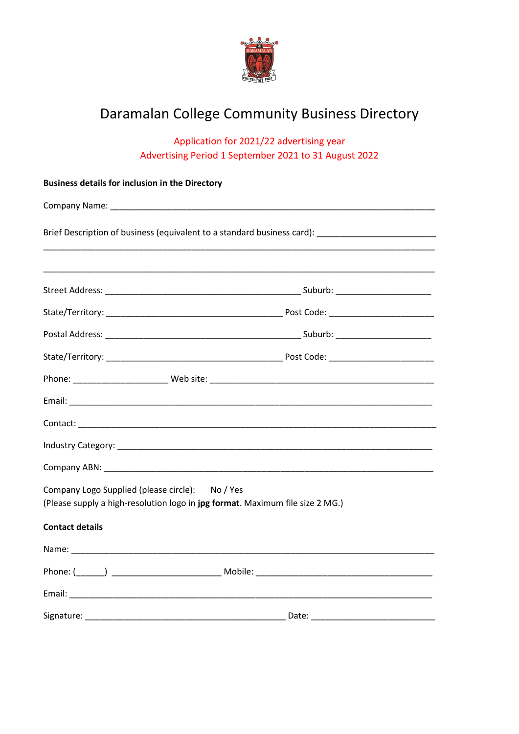# Daramalan College Community Business Directory

Application for 2021/22 advertising year
Advertising Period 1 September 2021 to 31 August 2022

**Business details for inclusion in the Directory**

Company Name: ___________________________________________________________________

Brief Description of business (equivalent to a standard business card): ________________________
_____________________________________________________________________________

_____________________________________________________________________________

Street Address: ________________________________________ Suburb: ___________________

State/Territory: ____________________________________ Post Code: _____________________

Postal Address: ________________________________________ Suburb: ___________________

State/Territory: ____________________________________ Post Code: _____________________

Phone: ___________________ Web site: _____________________________________________

Email: _________________________________________________________________________

Contact: ________________________________________________________________________

Industry Category: _______________________________________________________________

Company ABN: ___________________________________________________________________

Company Logo Supplied (please circle): No / Yes
(Please supply a high-resolution logo in **jpg format**. Maximum file size 2 MG.)

**Contact details**

Name: _________________________________________________________________________

Phone: (______) ______________________ Mobile: ___________________________________

Email: _________________________________________________________________________

Signature: ________________________________________ Date: ________________________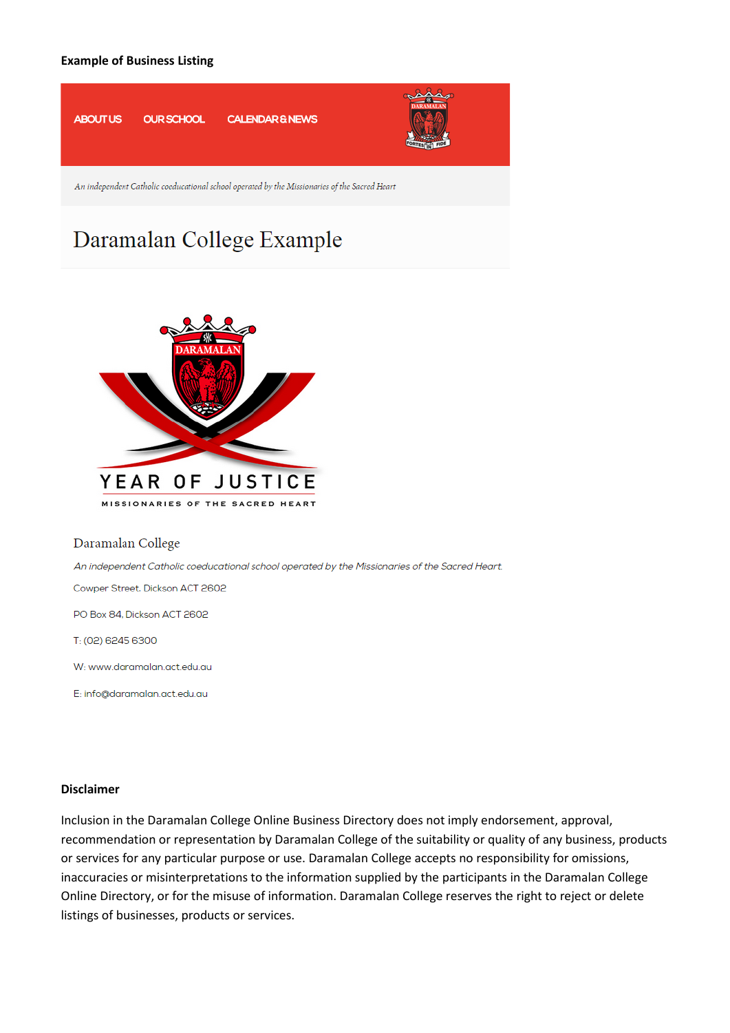**Example of Business Listing**

ABOUT US OUR SCHOOL CALENDAR & NEWS

*An independent Catholic coeducational school operated by the Missionaries of the Sacred Heart*

# Daramalan College Example

YEAR OF JUSTICE

MISSIONARIES OF THE SACRED HEART

Daramalan College

*An independent Catholic coeducational school operated by the Missionaries of the Sacred Heart.*

Cowper Street, Dickson ACT 2602

PO Box 84, Dickson ACT 2602

T: (02) 6245 6300

W: www.daramalan.act.edu.au

E: info@daramalan.act.edu.au

**Disclaimer**

Inclusion in the Daramalan College Online Business Directory does not imply endorsement, approval, recommendation or representation by Daramalan College of the suitability or quality of any business, products or services for any particular purpose or use. Daramalan College accepts no responsibility for omissions, inaccuracies or misinterpretations to the information supplied by the participants in the Daramalan College Online Directory, or for the misuse of information. Daramalan College reserves the right to reject or delete listings of businesses, products or services.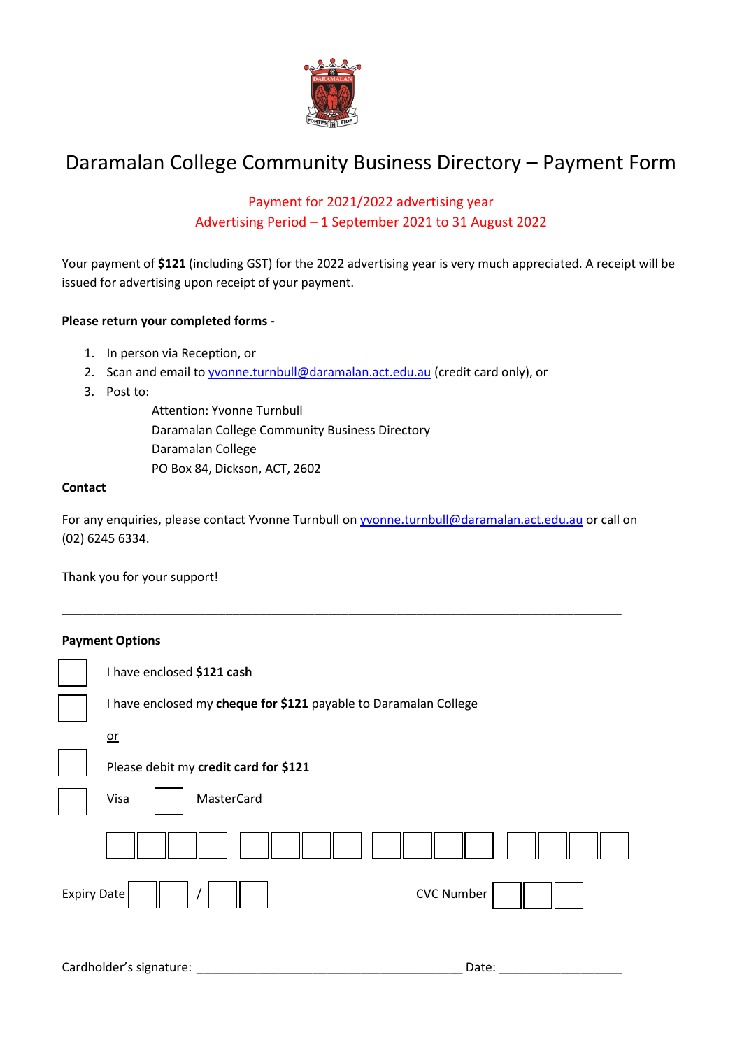# Daramalan College Community Business Directory – Payment Form

Payment for 2021/2022 advertising year

Advertising Period – 1 September 2021 to 31 August 2022

Your payment of **$121** (including GST) for the 2022 advertising year is very much appreciated. A receipt will be issued for advertising upon receipt of your payment.

**Please return your completed forms -**

1. In person via Reception, or
2. Scan and email to yvonne.turnbull@daramalan.act.edu.au (credit card only), or
3. Post to:

   Attention: Yvonne Turnbull
   Daramalan College Community Business Directory
   Daramalan College
   PO Box 84, Dickson, ACT, 2602

**Contact**

For any enquiries, please contact Yvonne Turnbull on yvonne.turnbull@daramalan.act.edu.au or call on (02) 6245 6334.

Thank you for your support!

---

**Payment Options**

☐ I have enclosed **$121 cash**

☐ I have enclosed my **cheque for $121** payable to Daramalan College

or

☐ Please debit my **credit card for $121**

☐ Visa ☐ MasterCard

☐☐☐☐ ☐☐☐☐ ☐☐☐☐ ☐☐☐☐

Expiry Date ☐☐ / ☐☐ CVC Number ☐☐☐

Cardholder's signature: ________________________________________ Date: __________________